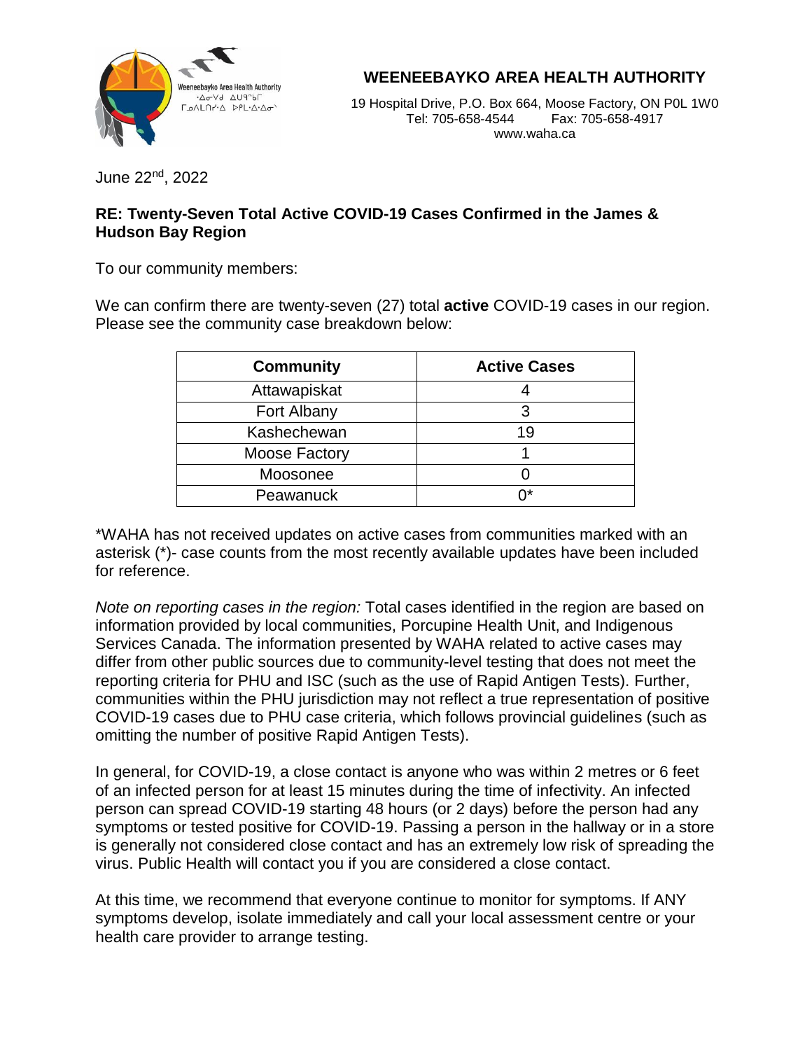# WEENEEBAYKO AREA HEALTH AUTHORITY

19 Hospital Drive, P.O. Box 664, Moose Factory, ON P0L 1W0
Tel: 705-658-4544 Fax: 705-658-4917
www.waha.ca

June 22nd, 2022

**RE: Twenty-Seven Total Active COVID-19 Cases Confirmed in the James & Hudson Bay Region**

To our community members:

We can confirm there are twenty-seven (27) total **active** COVID-19 cases in our region. Please see the community case breakdown below:

| Community | Active Cases |
|---|---|
| Attawapiskat | 4 |
| Fort Albany | 3 |
| Kashechewan | 19 |
| Moose Factory | 1 |
| Moosonee | 0 |
| Peawanuck | 0* |

*WAHA has not received updates on active cases from communities marked with an asterisk (*)- case counts from the most recently available updates have been included for reference.

*Note on reporting cases in the region:* Total cases identified in the region are based on information provided by local communities, Porcupine Health Unit, and Indigenous Services Canada. The information presented by WAHA related to active cases may differ from other public sources due to community-level testing that does not meet the reporting criteria for PHU and ISC (such as the use of Rapid Antigen Tests). Further, communities within the PHU jurisdiction may not reflect a true representation of positive COVID-19 cases due to PHU case criteria, which follows provincial guidelines (such as omitting the number of positive Rapid Antigen Tests).

In general, for COVID-19, a close contact is anyone who was within 2 metres or 6 feet of an infected person for at least 15 minutes during the time of infectivity. An infected person can spread COVID-19 starting 48 hours (or 2 days) before the person had any symptoms or tested positive for COVID-19. Passing a person in the hallway or in a store is generally not considered close contact and has an extremely low risk of spreading the virus. Public Health will contact you if you are considered a close contact.

At this time, we recommend that everyone continue to monitor for symptoms. If ANY symptoms develop, isolate immediately and call your local assessment centre or your health care provider to arrange testing.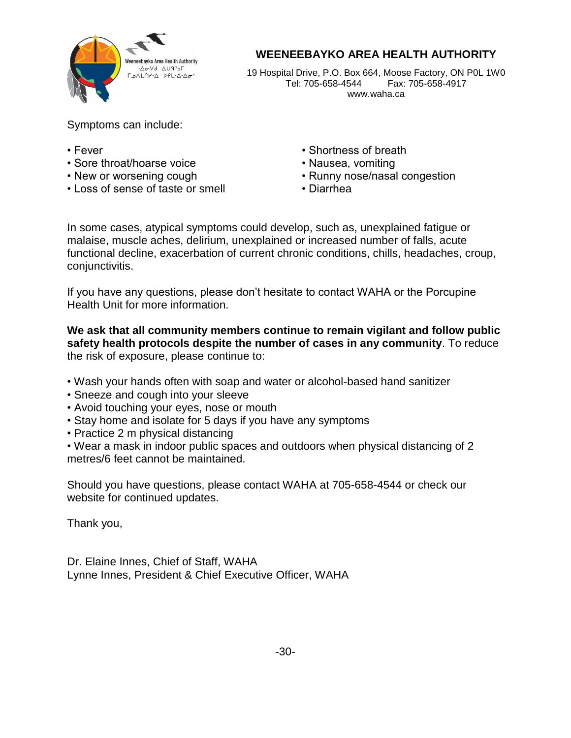**WEENEEBAYKO AREA HEALTH AUTHORITY**

19 Hospital Drive, P.O. Box 664, Moose Factory, ON P0L 1W0
Tel: 705-658-4544 Fax: 705-658-4917
www.waha.ca

Symptoms can include:

- Fever
- Sore throat/hoarse voice
- New or worsening cough
- Loss of sense of taste or smell
- Shortness of breath
- Nausea, vomiting
- Runny nose/nasal congestion
- Diarrhea

In some cases, atypical symptoms could develop, such as, unexplained fatigue or malaise, muscle aches, delirium, unexplained or increased number of falls, acute functional decline, exacerbation of current chronic conditions, chills, headaches, croup, conjunctivitis.

If you have any questions, please don't hesitate to contact WAHA or the Porcupine Health Unit for more information.

**We ask that all community members continue to remain vigilant and follow public safety health protocols despite the number of cases in any community**. To reduce the risk of exposure, please continue to:

- Wash your hands often with soap and water or alcohol-based hand sanitizer
- Sneeze and cough into your sleeve
- Avoid touching your eyes, nose or mouth
- Stay home and isolate for 5 days if you have any symptoms
- Practice 2 m physical distancing
- Wear a mask in indoor public spaces and outdoors when physical distancing of 2 metres/6 feet cannot be maintained.

Should you have questions, please contact WAHA at 705-658-4544 or check our website for continued updates.

Thank you,

Dr. Elaine Innes, Chief of Staff, WAHA
Lynne Innes, President & Chief Executive Officer, WAHA